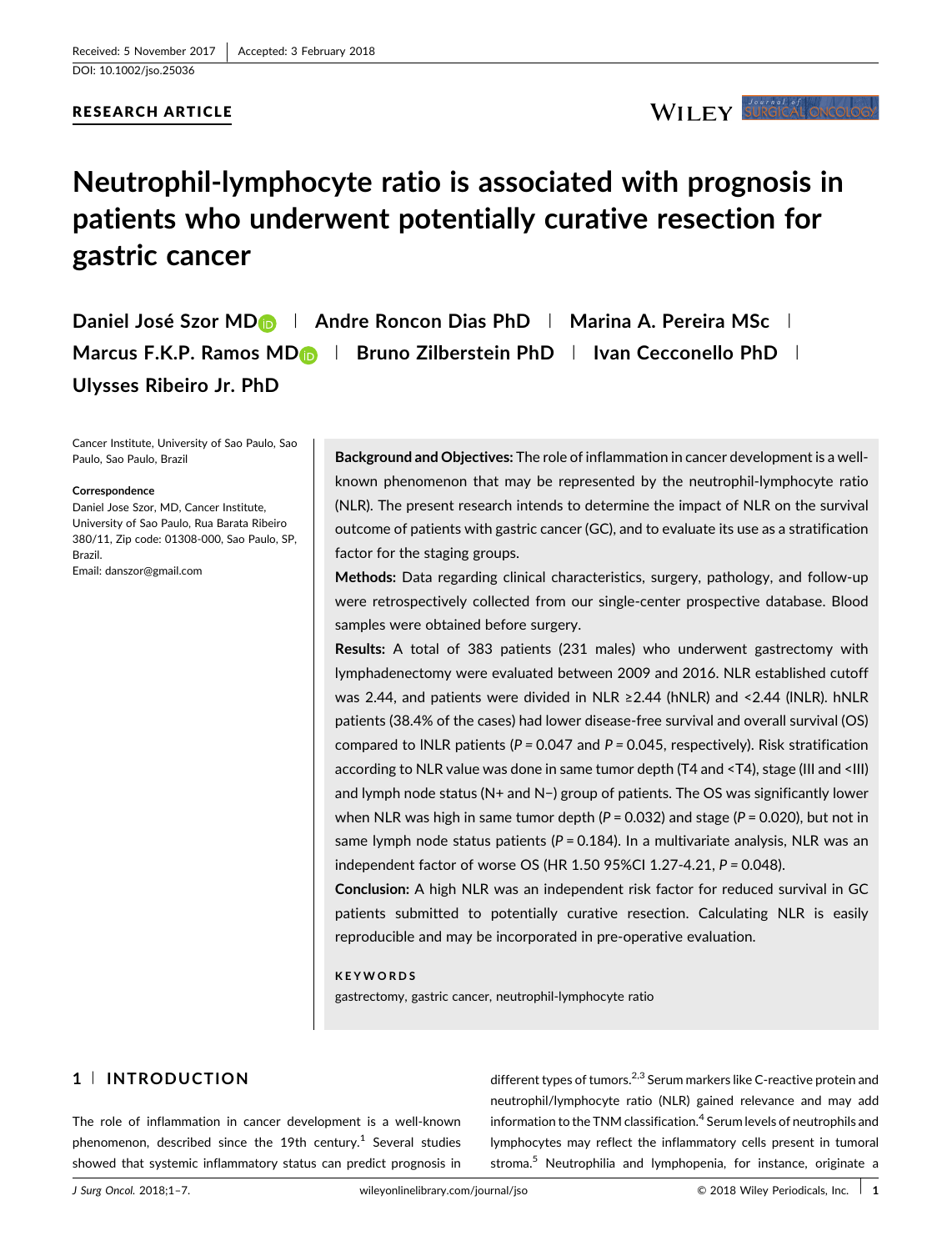Received: 5 November 2017 | Accepted: 3 February 2018

DOI: 10.1002/jso.25036

**RESEARCH ARTICLE**

# Neutrophil-lymphocyte ratio is associated with prognosis in patients who underwent potentially curative resection for gastric cancer

**Daniel José Szor MD | Andre Roncon Dias PhD | Marina A. Pereira MSc | Marcus F.K.P. Ramos MD | Bruno Zilberstein PhD | Ivan Cecconello PhD | Ulysses Ribeiro Jr. PhD**

Cancer Institute, University of Sao Paulo, Sao Paulo, Sao Paulo, Brazil

**Correspondence**
Daniel Jose Szor, MD, Cancer Institute, University of Sao Paulo, Rua Barata Ribeiro 380/11, Zip code: 01308-000, Sao Paulo, SP, Brazil.
Email: danszor@gmail.com

**Background and Objectives:** The role of inflammation in cancer development is a well-known phenomenon that may be represented by the neutrophil-lymphocyte ratio (NLR). The present research intends to determine the impact of NLR on the survival outcome of patients with gastric cancer (GC), and to evaluate its use as a stratification factor for the staging groups.

**Methods:** Data regarding clinical characteristics, surgery, pathology, and follow-up were retrospectively collected from our single-center prospective database. Blood samples were obtained before surgery.

**Results:** A total of 383 patients (231 males) who underwent gastrectomy with lymphadenectomy were evaluated between 2009 and 2016. NLR established cutoff was 2.44, and patients were divided in NLR ≥2.44 (hNLR) and <2.44 (lNLR). hNLR patients (38.4% of the cases) had lower disease-free survival and overall survival (OS) compared to lNLR patients ($P = 0.047$ and $P = 0.045$, respectively). Risk stratification according to NLR value was done in same tumor depth (T4 and <T4), stage (III and <III) and lymph node status (N+ and N−) group of patients. The OS was significantly lower when NLR was high in same tumor depth ($P = 0.032$) and stage ($P = 0.020$), but not in same lymph node status patients ($P = 0.184$). In a multivariate analysis, NLR was an independent factor of worse OS (HR 1.50 95%CI 1.27-4.21, $P = 0.048$).

**Conclusion:** A high NLR was an independent risk factor for reduced survival in GC patients submitted to potentially curative resection. Calculating NLR is easily reproducible and may be incorporated in pre-operative evaluation.

**KEYWORDS**

gastrectomy, gastric cancer, neutrophil-lymphocyte ratio

## 1 | INTRODUCTION

The role of inflammation in cancer development is a well-known phenomenon, described since the 19th century.[1] Several studies showed that systemic inflammatory status can predict prognosis in different types of tumors.[2,3] Serum markers like C-reactive protein and neutrophil/lymphocyte ratio (NLR) gained relevance and may add information to the TNM classification.[4] Serum levels of neutrophils and lymphocytes may reflect the inflammatory cells present in tumoral stroma.[5] Neutrophilia and lymphopenia, for instance, originate a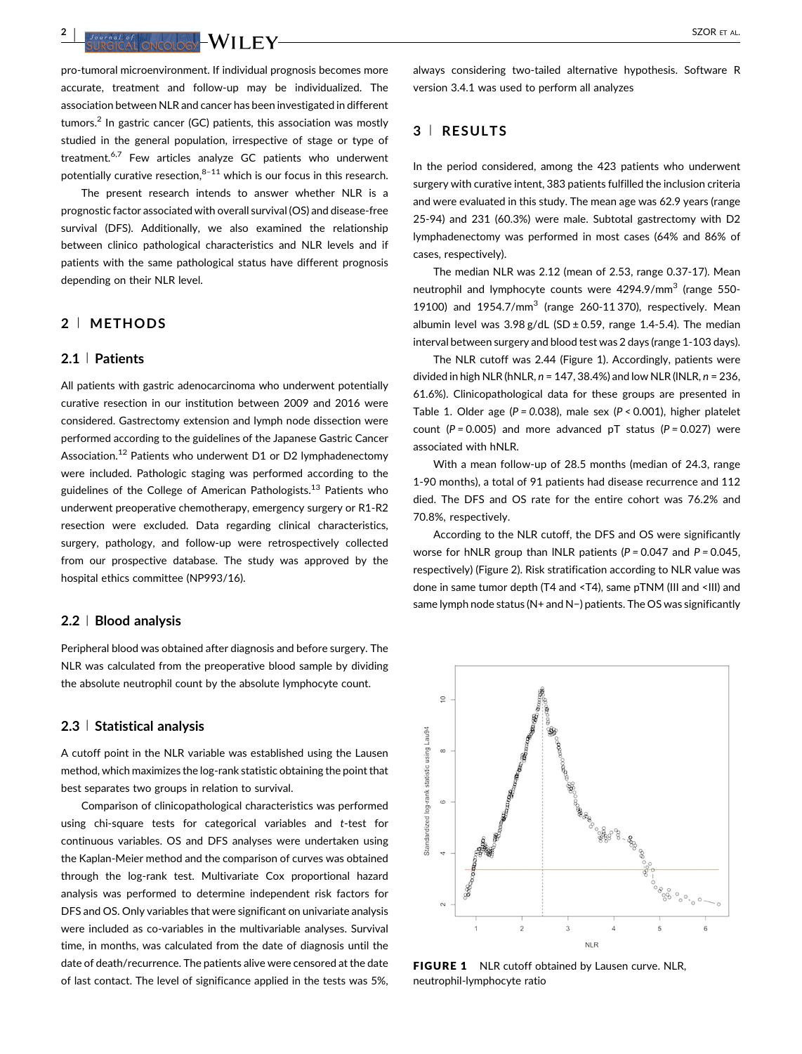pro-tumoral microenvironment. If individual prognosis becomes more accurate, treatment and follow-up may be individualized. The association between NLR and cancer has been investigated in different tumors.[2] In gastric cancer (GC) patients, this association was mostly studied in the general population, irrespective of stage or type of treatment.[6,7] Few articles analyze GC patients who underwent potentially curative resection,[8–11] which is our focus in this research.

The present research intends to answer whether NLR is a prognostic factor associated with overall survival (OS) and disease-free survival (DFS). Additionally, we also examined the relationship between clinico pathological characteristics and NLR levels and if patients with the same pathological status have different prognosis depending on their NLR level.

## 2 | METHODS

### 2.1 | Patients

All patients with gastric adenocarcinoma who underwent potentially curative resection in our institution between 2009 and 2016 were considered. Gastrectomy extension and lymph node dissection were performed according to the guidelines of the Japanese Gastric Cancer Association.[12] Patients who underwent D1 or D2 lymphadenectomy were included. Pathologic staging was performed according to the guidelines of the College of American Pathologists.[13] Patients who underwent preoperative chemotherapy, emergency surgery or R1-R2 resection were excluded. Data regarding clinical characteristics, surgery, pathology, and follow-up were retrospectively collected from our prospective database. The study was approved by the hospital ethics committee (NP993/16).

### 2.2 | Blood analysis

Peripheral blood was obtained after diagnosis and before surgery. The NLR was calculated from the preoperative blood sample by dividing the absolute neutrophil count by the absolute lymphocyte count.

### 2.3 | Statistical analysis

A cutoff point in the NLR variable was established using the Lausen method, which maximizes the log-rank statistic obtaining the point that best separates two groups in relation to survival.

Comparison of clinicopathological characteristics was performed using chi-square tests for categorical variables and *t*-test for continuous variables. OS and DFS analyses were undertaken using the Kaplan-Meier method and the comparison of curves was obtained through the log-rank test. Multivariate Cox proportional hazard analysis was performed to determine independent risk factors for DFS and OS. Only variables that were significant on univariate analysis were included as co-variables in the multivariable analyses. Survival time, in months, was calculated from the date of diagnosis until the date of death/recurrence. The patients alive were censored at the date of last contact. The level of significance applied in the tests was 5%, always considering two-tailed alternative hypothesis. Software R version 3.4.1 was used to perform all analyzes

## 3 | RESULTS

In the period considered, among the 423 patients who underwent surgery with curative intent, 383 patients fulfilled the inclusion criteria and were evaluated in this study. The mean age was 62.9 years (range 25-94) and 231 (60.3%) were male. Subtotal gastrectomy with D2 lymphadenectomy was performed in most cases (64% and 86% of cases, respectively).

The median NLR was 2.12 (mean of 2.53, range 0.37-17). Mean neutrophil and lymphocyte counts were 4294.9/mm$^3$ (range 550-19100) and 1954.7/mm$^3$ (range 260-11 370), respectively. Mean albumin level was 3.98 g/dL (SD ± 0.59, range 1.4-5.4). The median interval between surgery and blood test was 2 days (range 1-103 days).

The NLR cutoff was 2.44 (Figure 1). Accordingly, patients were divided in high NLR (hNLR, *n* = 147, 38.4%) and low NLR (lNLR, *n* = 236, 61.6%). Clinicopathological data for these groups are presented in Table 1. Older age ($P = 0.038$), male sex ($P < 0.001$), higher platelet count ($P = 0.005$) and more advanced pT status ($P = 0.027$) were associated with hNLR.

With a mean follow-up of 28.5 months (median of 24.3, range 1-90 months), a total of 91 patients had disease recurrence and 112 died. The DFS and OS rate for the entire cohort was 76.2% and 70.8%, respectively.

According to the NLR cutoff, the DFS and OS were significantly worse for hNLR group than lNLR patients ($P = 0.047$ and $P = 0.045$, respectively) (Figure 2). Risk stratification according to NLR value was done in same tumor depth (T4 and <T4), same pTNM (III and <III) and same lymph node status (N+ and N−) patients. The OS was significantly

**FIGURE 1** NLR cutoff obtained by Lausen curve. NLR, neutrophil-lymphocyte ratio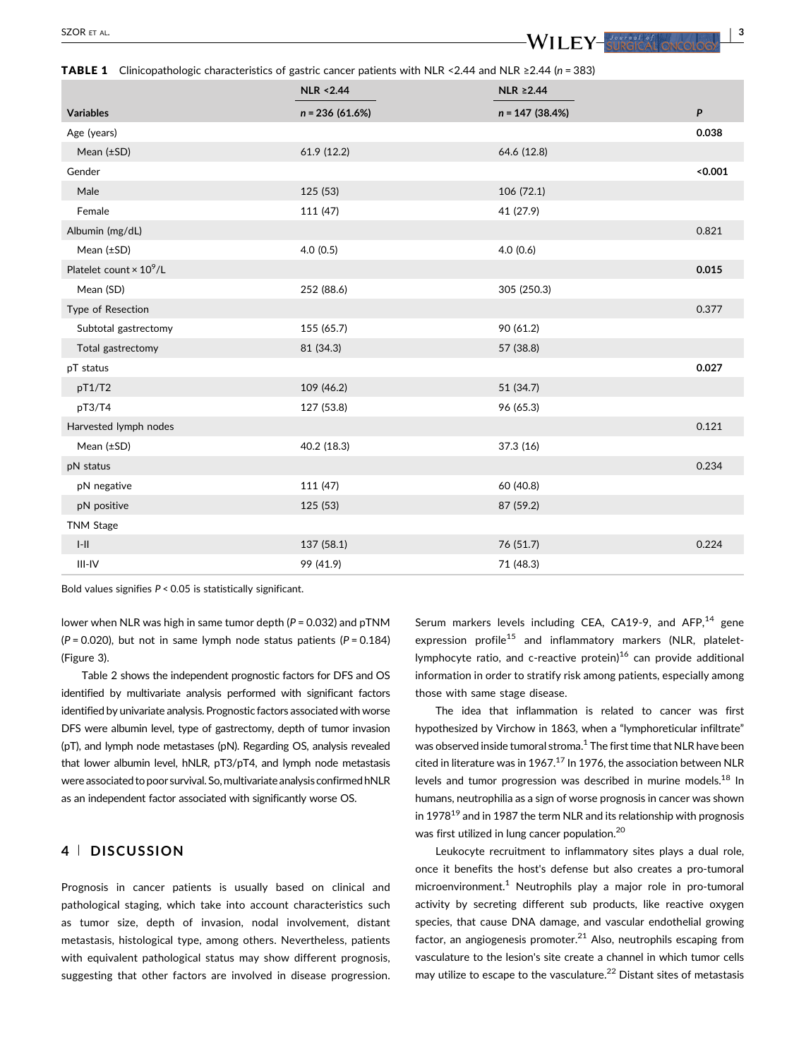**TABLE 1** Clinicopathologic characteristics of gastric cancer patients with NLR <2.44 and NLR ≥2.44 ($n = 383$)

| Variables | NLR <2.44 $n = 236$ (61.6%) | NLR ≥2.44 $n = 147$ (38.4%) | P |
|---|---|---|---|
| Age (years) | | | **0.038** |
| Mean (±SD) | 61.9 (12.2) | 64.6 (12.8) | |
| Gender | | | **<0.001** |
| Male | 125 (53) | 106 (72.1) | |
| Female | 111 (47) | 41 (27.9) | |
| Albumin (mg/dL) | | | 0.821 |
| Mean (±SD) | 4.0 (0.5) | 4.0 (0.6) | |
| Platelet count × $10^9$/L | | | **0.015** |
| Mean (SD) | 252 (88.6) | 305 (250.3) | |
| Type of Resection | | | 0.377 |
| Subtotal gastrectomy | 155 (65.7) | 90 (61.2) | |
| Total gastrectomy | 81 (34.3) | 57 (38.8) | |
| pT status | | | **0.027** |
| pT1/T2 | 109 (46.2) | 51 (34.7) | |
| pT3/T4 | 127 (53.8) | 96 (65.3) | |
| Harvested lymph nodes | | | 0.121 |
| Mean (±SD) | 40.2 (18.3) | 37.3 (16) | |
| pN status | | | 0.234 |
| pN negative | 111 (47) | 60 (40.8) | |
| pN positive | 125 (53) | 87 (59.2) | |
| TNM Stage | | | |
| I-II | 137 (58.1) | 76 (51.7) | 0.224 |
| III-IV | 99 (41.9) | 71 (48.3) | |

Bold values signifies $P < 0.05$ is statistically significant.

lower when NLR was high in same tumor depth ($P = 0.032$) and pTNM ($P = 0.020$), but not in same lymph node status patients ($P = 0.184$) (Figure 3).

Table 2 shows the independent prognostic factors for DFS and OS identified by multivariate analysis performed with significant factors identified by univariate analysis. Prognostic factors associated with worse DFS were albumin level, type of gastrectomy, depth of tumor invasion (pT), and lymph node metastases (pN). Regarding OS, analysis revealed that lower albumin level, hNLR, pT3/pT4, and lymph node metastasis were associated to poor survival. So, multivariate analysis confirmed hNLR as an independent factor associated with significantly worse OS.

## 4 | DISCUSSION

Prognosis in cancer patients is usually based on clinical and pathological staging, which take into account characteristics such as tumor size, depth of invasion, nodal involvement, distant metastasis, histological type, among others. Nevertheless, patients with equivalent pathological status may show different prognosis, suggesting that other factors are involved in disease progression. Serum markers levels including CEA, CA19-9, and AFP,[14] gene expression profile[15] and inflammatory markers (NLR, platelet-lymphocyte ratio, and c-reactive protein)[16] can provide additional information in order to stratify risk among patients, especially among those with same stage disease.

The idea that inflammation is related to cancer was first hypothesized by Virchow in 1863, when a "lymphoreticular infiltrate" was observed inside tumoral stroma.[1] The first time that NLR have been cited in literature was in 1967.[17] In 1976, the association between NLR levels and tumor progression was described in murine models.[18] In humans, neutrophilia as a sign of worse prognosis in cancer was shown in 1978[19] and in 1987 the term NLR and its relationship with prognosis was first utilized in lung cancer population.[20]

Leukocyte recruitment to inflammatory sites plays a dual role, once it benefits the host's defense but also creates a pro-tumoral microenvironment.[1] Neutrophils play a major role in pro-tumoral activity by secreting different sub products, like reactive oxygen species, that cause DNA damage, and vascular endothelial growing factor, an angiogenesis promoter.[21] Also, neutrophils escaping from vasculature to the lesion's site create a channel in which tumor cells may utilize to escape to the vasculature.[22] Distant sites of metastasis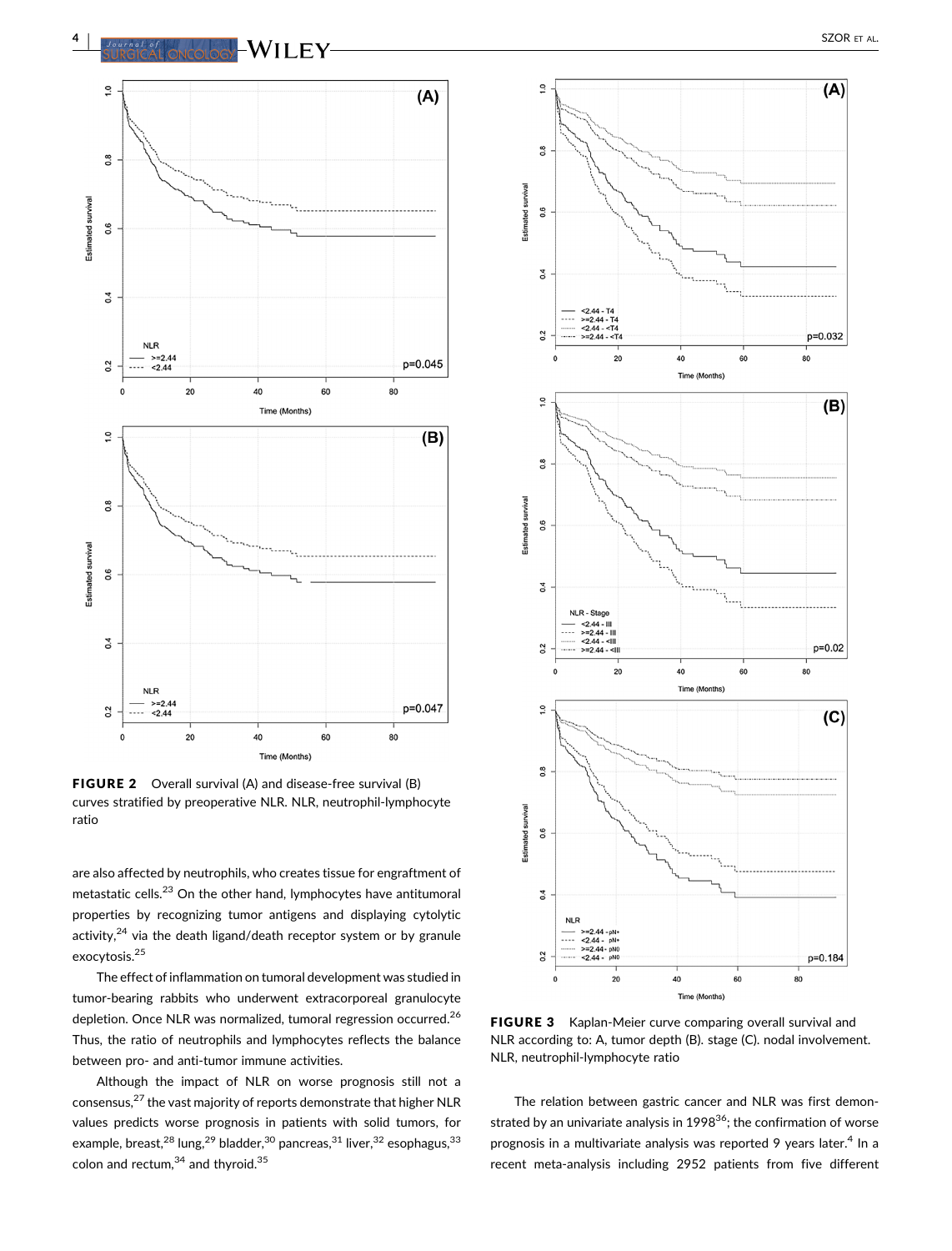FIGURE 2 Overall survival (A) and disease-free survival (B) curves stratified by preoperative NLR. NLR, neutrophil-lymphocyte ratio

are also affected by neutrophils, who creates tissue for engraftment of metastatic cells.[23] On the other hand, lymphocytes have antitumoral properties by recognizing tumor antigens and displaying cytolytic activity,[24] via the death ligand/death receptor system or by granule exocytosis.[25]

The effect of inflammation on tumoral development was studied in tumor-bearing rabbits who underwent extracorporeal granulocyte depletion. Once NLR was normalized, tumoral regression occurred.[26] Thus, the ratio of neutrophils and lymphocytes reflects the balance between pro- and anti-tumor immune activities.

Although the impact of NLR on worse prognosis still not a consensus,[27] the vast majority of reports demonstrate that higher NLR values predicts worse prognosis in patients with solid tumors, for example, breast,[28] lung,[29] bladder,[30] pancreas,[31] liver,[32] esophagus,[33] colon and rectum,[34] and thyroid.[35]

FIGURE 3 Kaplan-Meier curve comparing overall survival and NLR according to: A, tumor depth (B). stage (C). nodal involvement. NLR, neutrophil-lymphocyte ratio

The relation between gastric cancer and NLR was first demonstrated by an univariate analysis in 1998[36]; the confirmation of worse prognosis in a multivariate analysis was reported 9 years later.[4] In a recent meta-analysis including 2952 patients from five different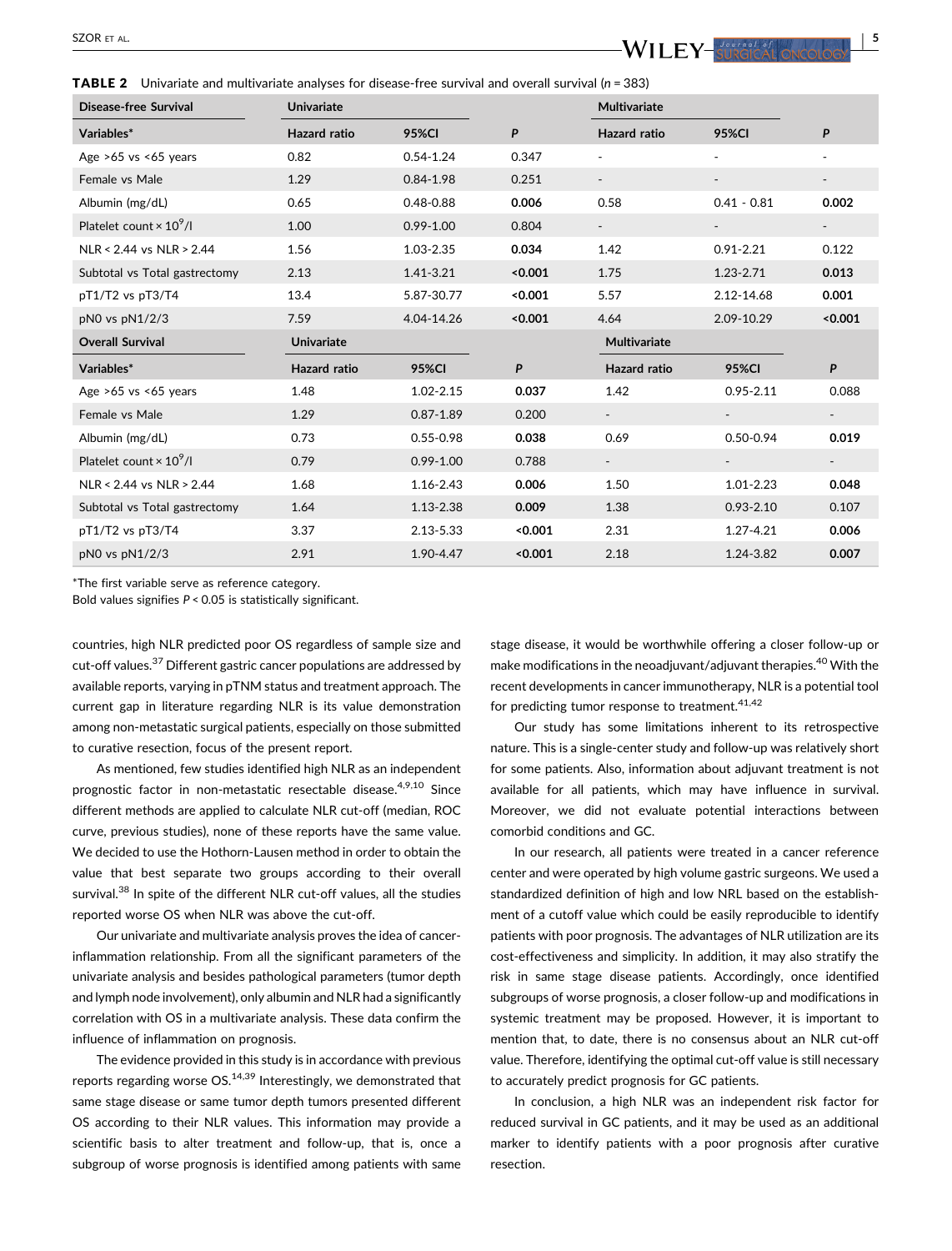**TABLE 2** Univariate and multivariate analyses for disease-free survival and overall survival (n = 383)

| Disease-free Survival | Univariate | | | Multivariate | | |
|---|---|---|---|---|---|---|
| Variables* | Hazard ratio | 95%CI | P | Hazard ratio | 95%CI | P |
| Age >65 vs <65 years | 0.82 | 0.54-1.24 | 0.347 | - | - | - |
| Female vs Male | 1.29 | 0.84-1.98 | 0.251 | - | - | - |
| Albumin (mg/dL) | 0.65 | 0.48-0.88 | **0.006** | 0.58 | 0.41 - 0.81 | **0.002** |
| Platelet count × $10^9$/l | 1.00 | 0.99-1.00 | 0.804 | - | - | - |
| NLR < 2.44 vs NLR > 2.44 | 1.56 | 1.03-2.35 | **0.034** | 1.42 | 0.91-2.21 | 0.122 |
| Subtotal vs Total gastrectomy | 2.13 | 1.41-3.21 | **<0.001** | 1.75 | 1.23-2.71 | **0.013** |
| pT1/T2 vs pT3/T4 | 13.4 | 5.87-30.77 | **<0.001** | 5.57 | 2.12-14.68 | **0.001** |
| pN0 vs pN1/2/3 | 7.59 | 4.04-14.26 | **<0.001** | 4.64 | 2.09-10.29 | **<0.001** |
| **Overall Survival** | **Univariate** | | | **Multivariate** | | |
| Variables* | Hazard ratio | 95%CI | P | Hazard ratio | 95%CI | P |
| Age >65 vs <65 years | 1.48 | 1.02-2.15 | **0.037** | 1.42 | 0.95-2.11 | 0.088 |
| Female vs Male | 1.29 | 0.87-1.89 | 0.200 | - | - | - |
| Albumin (mg/dL) | 0.73 | 0.55-0.98 | **0.038** | 0.69 | 0.50-0.94 | **0.019** |
| Platelet count × $10^9$/l | 0.79 | 0.99-1.00 | 0.788 | - | - | - |
| NLR < 2.44 vs NLR > 2.44 | 1.68 | 1.16-2.43 | **0.006** | 1.50 | 1.01-2.23 | **0.048** |
| Subtotal vs Total gastrectomy | 1.64 | 1.13-2.38 | **0.009** | 1.38 | 0.93-2.10 | 0.107 |
| pT1/T2 vs pT3/T4 | 3.37 | 2.13-5.33 | **<0.001** | 2.31 | 1.27-4.21 | **0.006** |
| pN0 vs pN1/2/3 | 2.91 | 1.90-4.47 | **<0.001** | 2.18 | 1.24-3.82 | **0.007** |

*The first variable serve as reference category.
Bold values signifies $P < 0.05$ is statistically significant.

countries, high NLR predicted poor OS regardless of sample size and cut-off values.[37] Different gastric cancer populations are addressed by available reports, varying in pTNM status and treatment approach. The current gap in literature regarding NLR is its value demonstration among non-metastatic surgical patients, especially on those submitted to curative resection, focus of the present report.

As mentioned, few studies identified high NLR as an independent prognostic factor in non-metastatic resectable disease.[4,9,10] Since different methods are applied to calculate NLR cut-off (median, ROC curve, previous studies), none of these reports have the same value. We decided to use the Hothorn-Lausen method in order to obtain the value that best separate two groups according to their overall survival.[38] In spite of the different NLR cut-off values, all the studies reported worse OS when NLR was above the cut-off.

Our univariate and multivariate analysis proves the idea of cancer-inflammation relationship. From all the significant parameters of the univariate analysis and besides pathological parameters (tumor depth and lymph node involvement), only albumin and NLR had a significantly correlation with OS in a multivariate analysis. These data confirm the influence of inflammation on prognosis.

The evidence provided in this study is in accordance with previous reports regarding worse OS.[14,39] Interestingly, we demonstrated that same stage disease or same tumor depth tumors presented different OS according to their NLR values. This information may provide a scientific basis to alter treatment and follow-up, that is, once a subgroup of worse prognosis is identified among patients with same stage disease, it would be worthwhile offering a closer follow-up or make modifications in the neoadjuvant/adjuvant therapies.[40] With the recent developments in cancer immunotherapy, NLR is a potential tool for predicting tumor response to treatment.[41,42]

Our study has some limitations inherent to its retrospective nature. This is a single-center study and follow-up was relatively short for some patients. Also, information about adjuvant treatment is not available for all patients, which may have influence in survival. Moreover, we did not evaluate potential interactions between comorbid conditions and GC.

In our research, all patients were treated in a cancer reference center and were operated by high volume gastric surgeons. We used a standardized definition of high and low NRL based on the establishment of a cutoff value which could be easily reproducible to identify patients with poor prognosis. The advantages of NLR utilization are its cost-effectiveness and simplicity. In addition, it may also stratify the risk in same stage disease patients. Accordingly, once identified subgroups of worse prognosis, a closer follow-up and modifications in systemic treatment may be proposed. However, it is important to mention that, to date, there is no consensus about an NLR cut-off value. Therefore, identifying the optimal cut-off value is still necessary to accurately predict prognosis for GC patients.

In conclusion, a high NLR was an independent risk factor for reduced survival in GC patients, and it may be used as an additional marker to identify patients with a poor prognosis after curative resection.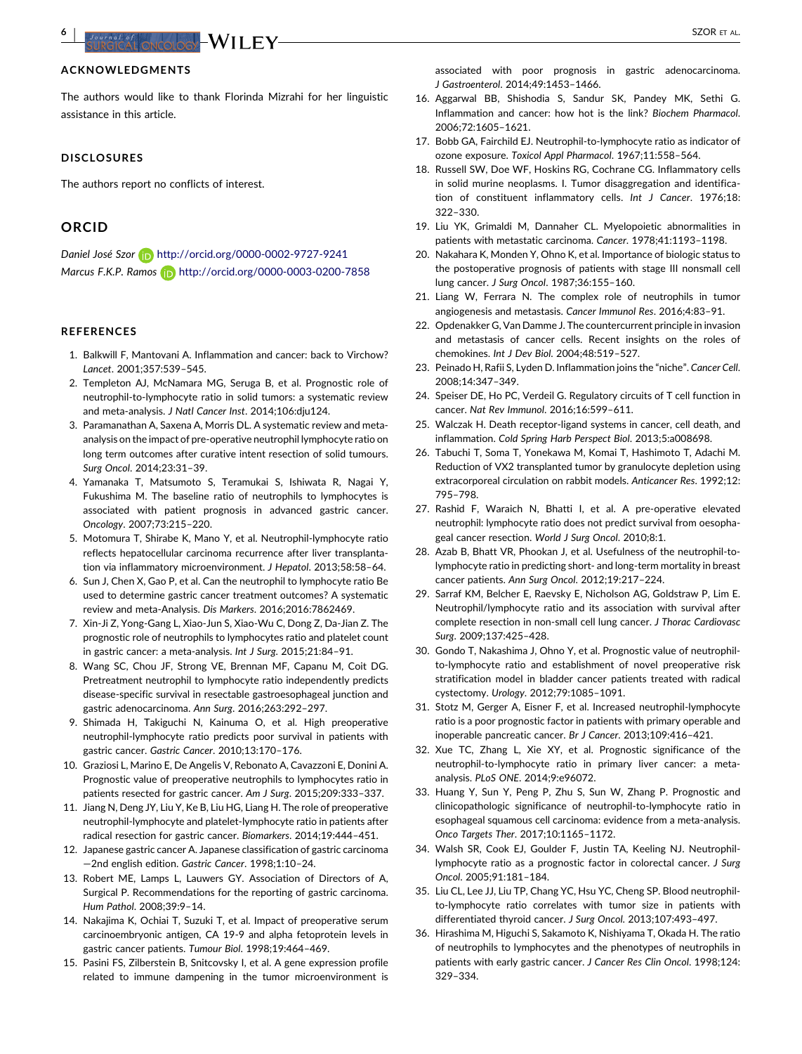## ACKNOWLEDGMENTS

The authors would like to thank Florinda Mizrahi for her linguistic assistance in this article.

## DISCLOSURES

The authors report no conflicts of interest.

## ORCID

*Daniel José Szor* http://orcid.org/0000-0002-9727-9241
*Marcus F.K.P. Ramos* http://orcid.org/0000-0003-0200-7858

## REFERENCES

1. Balkwill F, Mantovani A. Inflammation and cancer: back to Virchow? *Lancet*. 2001;357:539–545.
2. Templeton AJ, McNamara MG, Seruga B, et al. Prognostic role of neutrophil-to-lymphocyte ratio in solid tumors: a systematic review and meta-analysis. *J Natl Cancer Inst*. 2014;106:dju124.
3. Paramanathan A, Saxena A, Morris DL. A systematic review and meta-analysis on the impact of pre-operative neutrophil lymphocyte ratio on long term outcomes after curative intent resection of solid tumours. *Surg Oncol*. 2014;23:31–39.
4. Yamanaka T, Matsumoto S, Teramukai S, Ishiwata R, Nagai Y, Fukushima M. The baseline ratio of neutrophils to lymphocytes is associated with patient prognosis in advanced gastric cancer. *Oncology*. 2007;73:215–220.
5. Motomura T, Shirabe K, Mano Y, et al. Neutrophil-lymphocyte ratio reflects hepatocellular carcinoma recurrence after liver transplantation via inflammatory microenvironment. *J Hepatol*. 2013;58:58–64.
6. Sun J, Chen X, Gao P, et al. Can the neutrophil to lymphocyte ratio Be used to determine gastric cancer treatment outcomes? A systematic review and meta-Analysis. *Dis Markers*. 2016;2016:7862469.
7. Xin-Ji Z, Yong-Gang L, Xiao-Jun S, Xiao-Wu C, Dong Z, Da-Jian Z. The prognostic role of neutrophils to lymphocytes ratio and platelet count in gastric cancer: a meta-analysis. *Int J Surg*. 2015;21:84–91.
8. Wang SC, Chou JF, Strong VE, Brennan MF, Capanu M, Coit DG. Pretreatment neutrophil to lymphocyte ratio independently predicts disease-specific survival in resectable gastroesophageal junction and gastric adenocarcinoma. *Ann Surg*. 2016;263:292–297.
9. Shimada H, Takiguchi N, Kainuma O, et al. High preoperative neutrophil-lymphocyte ratio predicts poor survival in patients with gastric cancer. *Gastric Cancer*. 2010;13:170–176.
10. Graziosi L, Marino E, De Angelis V, Rebonato A, Cavazzoni E, Donini A. Prognostic value of preoperative neutrophils to lymphocytes ratio in patients resected for gastric cancer. *Am J Surg*. 2015;209:333–337.
11. Jiang N, Deng JY, Liu Y, Ke B, Liu HG, Liang H. The role of preoperative neutrophil-lymphocyte and platelet-lymphocyte ratio in patients after radical resection for gastric cancer. *Biomarkers*. 2014;19:444–451.
12. Japanese gastric cancer A. Japanese classification of gastric carcinoma—2nd english edition. *Gastric Cancer*. 1998;1:10–24.
13. Robert ME, Lamps L, Lauwers GY. Association of Directors of A, Surgical P. Recommendations for the reporting of gastric carcinoma. *Hum Pathol*. 2008;39:9–14.
14. Nakajima K, Ochiai T, Suzuki T, et al. Impact of preoperative serum carcinoembryonic antigen, CA 19-9 and alpha fetoprotein levels in gastric cancer patients. *Tumour Biol*. 1998;19:464–469.
15. Pasini FS, Zilberstein B, Snitcovsky I, et al. A gene expression profile related to immune dampening in the tumor microenvironment is associated with poor prognosis in gastric adenocarcinoma. *J Gastroenterol*. 2014;49:1453–1466.
16. Aggarwal BB, Shishodia S, Sandur SK, Pandey MK, Sethi G. Inflammation and cancer: how hot is the link? *Biochem Pharmacol*. 2006;72:1605–1621.
17. Bobb GA, Fairchild EJ. Neutrophil-to-lymphocyte ratio as indicator of ozone exposure. *Toxicol Appl Pharmacol*. 1967;11:558–564.
18. Russell SW, Doe WF, Hoskins RG, Cochrane CG. Inflammatory cells in solid murine neoplasms. I. Tumor disaggregation and identification of constituent inflammatory cells. *Int J Cancer*. 1976;18:322–330.
19. Liu YK, Grimaldi M, Dannaher CL. Myelopoietic abnormalities in patients with metastatic carcinoma. *Cancer*. 1978;41:1193–1198.
20. Nakahara K, Monden Y, Ohno K, et al. Importance of biologic status to the postoperative prognosis of patients with stage III nonsmall cell lung cancer. *J Surg Oncol*. 1987;36:155–160.
21. Liang W, Ferrara N. The complex role of neutrophils in tumor angiogenesis and metastasis. *Cancer Immunol Res*. 2016;4:83–91.
22. Opdenakker G, Van Damme J. The countercurrent principle in invasion and metastasis of cancer cells. Recent insights on the roles of chemokines. *Int J Dev Biol*. 2004;48:519–527.
23. Peinado H, Rafii S, Lyden D. Inflammation joins the "niche". *Cancer Cell*. 2008;14:347–349.
24. Speiser DE, Ho PC, Verdeil G. Regulatory circuits of T cell function in cancer. *Nat Rev Immunol*. 2016;16:599–611.
25. Walczak H. Death receptor-ligand systems in cancer, cell death, and inflammation. *Cold Spring Harb Perspect Biol*. 2013;5:a008698.
26. Tabuchi T, Soma T, Yonekawa M, Komai T, Hashimoto T, Adachi M. Reduction of VX2 transplanted tumor by granulocyte depletion using extracorporeal circulation on rabbit models. *Anticancer Res*. 1992;12:795–798.
27. Rashid F, Waraich N, Bhatti I, et al. A pre-operative elevated neutrophil: lymphocyte ratio does not predict survival from oesophageal cancer resection. *World J Surg Oncol*. 2010;8:1.
28. Azab B, Bhatt VR, Phookan J, et al. Usefulness of the neutrophil-to-lymphocyte ratio in predicting short- and long-term mortality in breast cancer patients. *Ann Surg Oncol*. 2012;19:217–224.
29. Sarraf KM, Belcher E, Raevsky E, Nicholson AG, Goldstraw P, Lim E. Neutrophil/lymphocyte ratio and its association with survival after complete resection in non-small cell lung cancer. *J Thorac Cardiovasc Surg*. 2009;137:425–428.
30. Gondo T, Nakashima J, Ohno Y, et al. Prognostic value of neutrophil-to-lymphocyte ratio and establishment of novel preoperative risk stratification model in bladder cancer patients treated with radical cystectomy. *Urology*. 2012;79:1085–1091.
31. Stotz M, Gerger A, Eisner F, et al. Increased neutrophil-lymphocyte ratio is a poor prognostic factor in patients with primary operable and inoperable pancreatic cancer. *Br J Cancer*. 2013;109:416–421.
32. Xue TC, Zhang L, Xie XY, et al. Prognostic significance of the neutrophil-to-lymphocyte ratio in primary liver cancer: a meta-analysis. *PLoS ONE*. 2014;9:e96072.
33. Huang Y, Sun Y, Peng P, Zhu S, Sun W, Zhang P. Prognostic and clinicopathologic significance of neutrophil-to-lymphocyte ratio in esophageal squamous cell carcinoma: evidence from a meta-analysis. *Onco Targets Ther*. 2017;10:1165–1172.
34. Walsh SR, Cook EJ, Goulder F, Justin TA, Keeling NJ. Neutrophil-lymphocyte ratio as a prognostic factor in colorectal cancer. *J Surg Oncol*. 2005;91:181–184.
35. Liu CL, Lee JJ, Liu TP, Chang YC, Hsu YC, Cheng SP. Blood neutrophil-to-lymphocyte ratio correlates with tumor size in patients with differentiated thyroid cancer. *J Surg Oncol*. 2013;107:493–497.
36. Hirashima M, Higuchi S, Sakamoto K, Nishiyama T, Okada H. The ratio of neutrophils to lymphocytes and the phenotypes of neutrophils in patients with early gastric cancer. *J Cancer Res Clin Oncol*. 1998;124:329–334.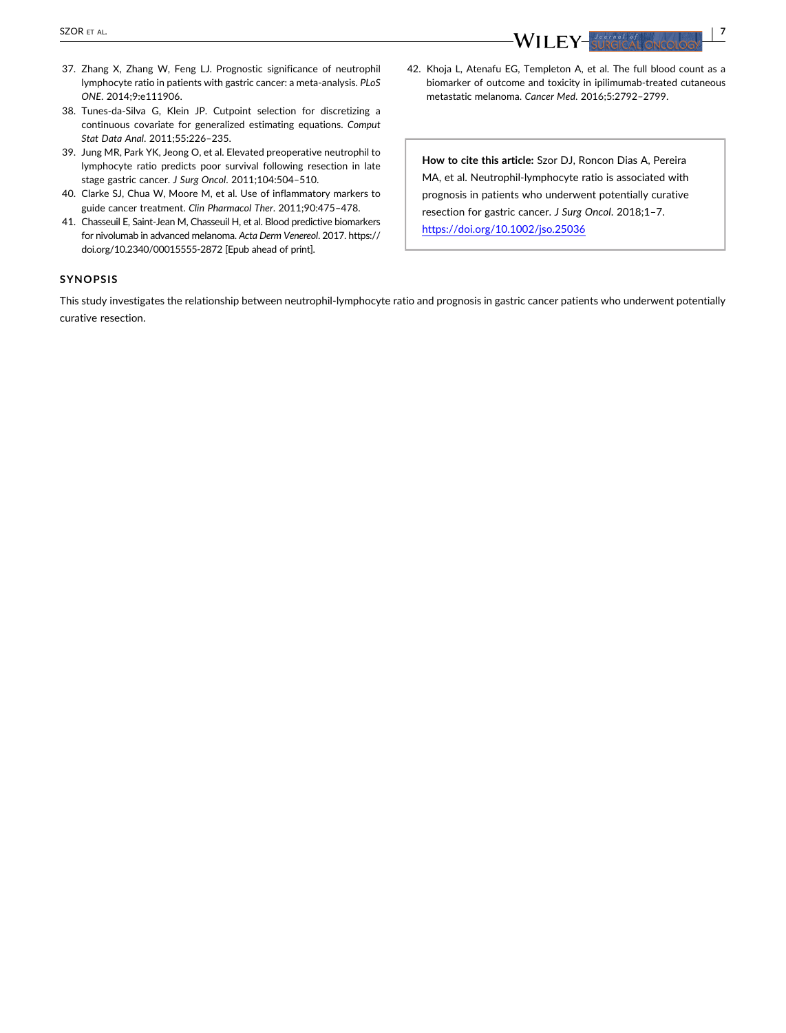37. Zhang X, Zhang W, Feng LJ. Prognostic significance of neutrophil lymphocyte ratio in patients with gastric cancer: a meta-analysis. *PLoS ONE*. 2014;9:e111906.
38. Tunes-da-Silva G, Klein JP. Cutpoint selection for discretizing a continuous covariate for generalized estimating equations. *Comput Stat Data Anal*. 2011;55:226–235.
39. Jung MR, Park YK, Jeong O, et al. Elevated preoperative neutrophil to lymphocyte ratio predicts poor survival following resection in late stage gastric cancer. *J Surg Oncol*. 2011;104:504–510.
40. Clarke SJ, Chua W, Moore M, et al. Use of inflammatory markers to guide cancer treatment. *Clin Pharmacol Ther*. 2011;90:475–478.
41. Chasseuil E, Saint-Jean M, Chasseuil H, et al. Blood predictive biomarkers for nivolumab in advanced melanoma. *Acta Derm Venereol*. 2017. https://doi.org/10.2340/00015555-2872 [Epub ahead of print].
42. Khoja L, Atenafu EG, Templeton A, et al. The full blood count as a biomarker of outcome and toxicity in ipilimumab-treated cutaneous metastatic melanoma. *Cancer Med*. 2016;5:2792–2799.

**How to cite this article:** Szor DJ, Roncon Dias A, Pereira MA, et al. Neutrophil-lymphocyte ratio is associated with prognosis in patients who underwent potentially curative resection for gastric cancer. *J Surg Oncol*. 2018;1–7. https://doi.org/10.1002/jso.25036

## SYNOPSIS

This study investigates the relationship between neutrophil-lymphocyte ratio and prognosis in gastric cancer patients who underwent potentially curative resection.